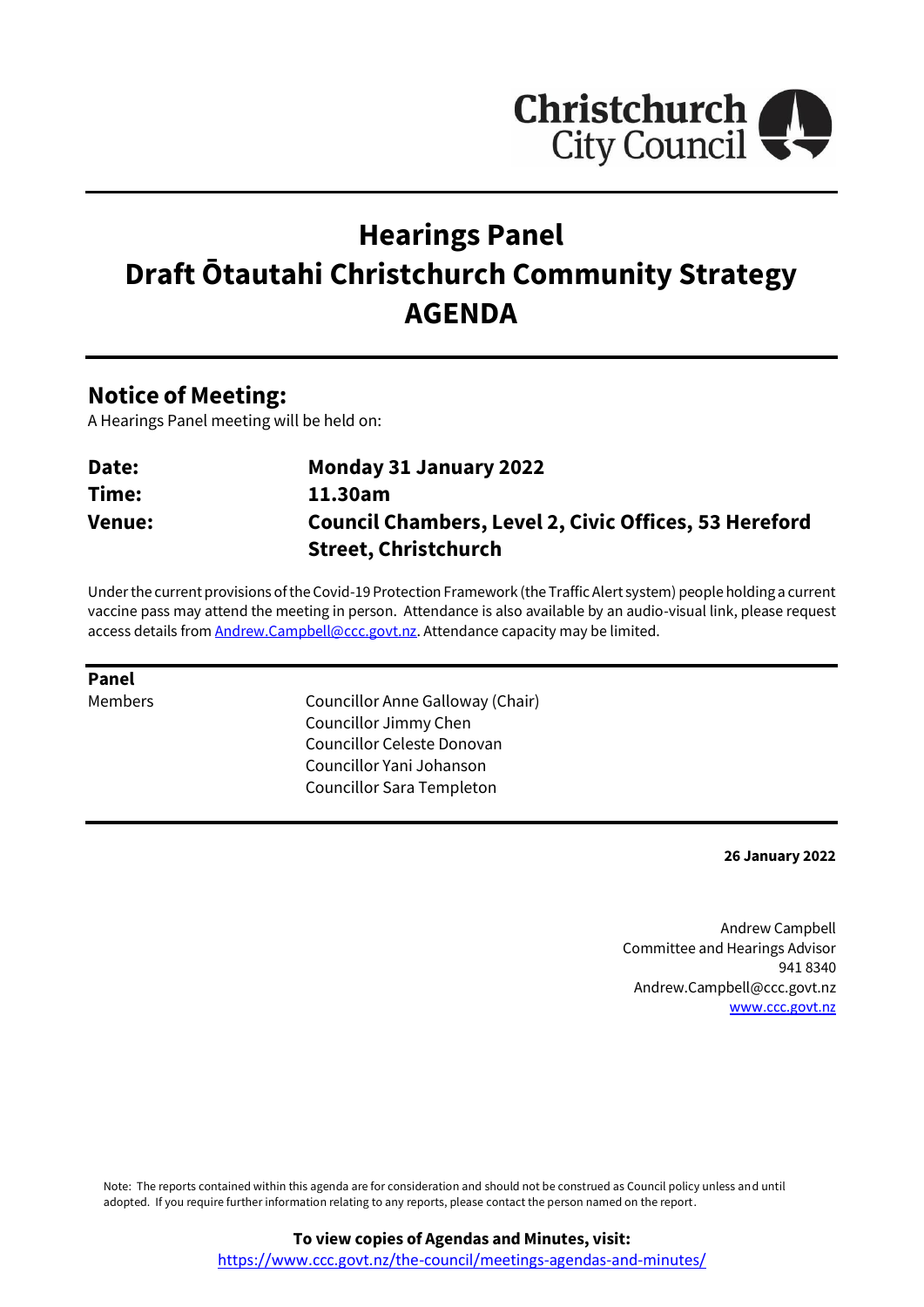# Hearings Panel
# Draft Ōtautahi Christchurch Community Strategy
# AGENDA

## Notice of Meeting:

A Hearings Panel meeting will be held on:

| | |
|---|---|
| **Date:** | **Monday 31 January 2022** |
| **Time:** | **11.30am** |
| **Venue:** | **Council Chambers, Level 2, Civic Offices, 53 Hereford Street, Christchurch** |

Under the current provisions of the Covid-19 Protection Framework (the Traffic Alert system) people holding a current vaccine pass may attend the meeting in person. Attendance is also available by an audio-visual link, please request access details from Andrew.Campbell@ccc.govt.nz. Attendance capacity may be limited.

**Panel**

| | |
|---|---|
| Members | Councillor Anne Galloway (Chair) |
| | Councillor Jimmy Chen |
| | Councillor Celeste Donovan |
| | Councillor Yani Johanson |
| | Councillor Sara Templeton |

**26 January 2022**

Andrew Campbell
Committee and Hearings Advisor
941 8340
Andrew.Campbell@ccc.govt.nz
www.ccc.govt.nz

Note: The reports contained within this agenda are for consideration and should not be construed as Council policy unless and until adopted. If you require further information relating to any reports, please contact the person named on the report.

**To view copies of Agendas and Minutes, visit:**
https://www.ccc.govt.nz/the-council/meetings-agendas-and-minutes/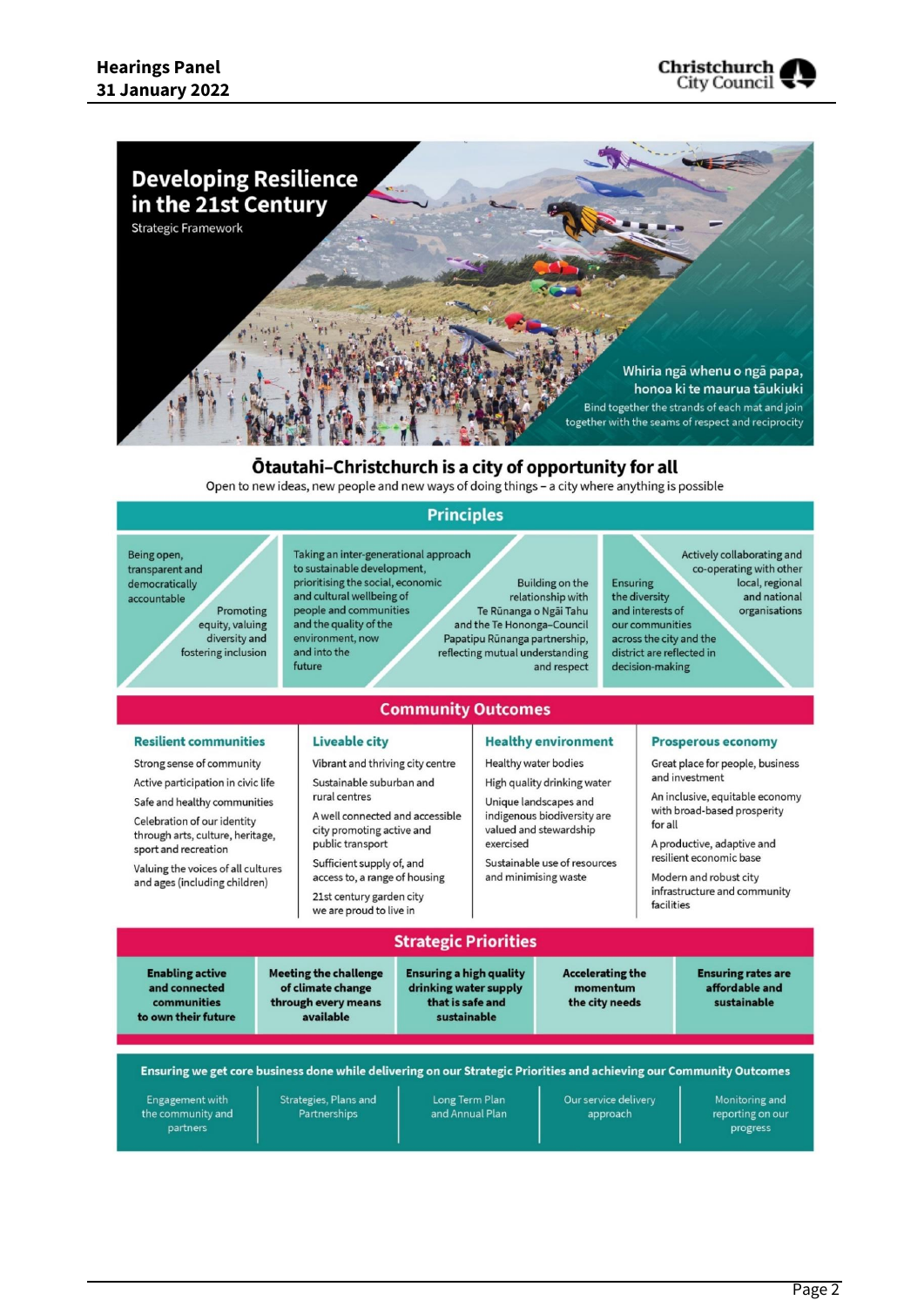# Developing Resilience in the 21st Century

Strategic Framework

Whiria ngā whenu o ngā papa, honoa ki te maurua tāukiuki

Bind together the strands of each mat and join together with the seams of respect and reciprocity

## Ōtautahi–Christchurch is a city of opportunity for all

Open to new ideas, new people and new ways of doing things – a city where anything is possible

## Principles

- Being open, transparent and democratically accountable
- Promoting equity, valuing diversity and fostering inclusion
- Taking an inter-generational approach to sustainable development, prioritising the social, economic and cultural wellbeing of people and communities and the quality of the environment, now and into the future
- Building on the relationship with Te Rūnanga o Ngāi Tahu and the Te Hononga–Council Papatipu Rūnanga partnership, reflecting mutual understanding and respect
- Ensuring the diversity and interests of our communities across the city and the district are reflected in decision-making
- Actively collaborating and co-operating with other local, regional and national organisations

## Community Outcomes

| Resilient communities | Liveable city | Healthy environment | Prosperous economy |
|---|---|---|---|
| Strong sense of community | Vibrant and thriving city centre | Healthy water bodies | Great place for people, business and investment |
| Active participation in civic life | Sustainable suburban and rural centres | High quality drinking water | An inclusive, equitable economy with broad-based prosperity for all |
| Safe and healthy communities | A well connected and accessible city promoting active and public transport | Unique landscapes and indigenous biodiversity are valued and stewardship exercised | A productive, adaptive and resilient economic base |
| Celebration of our identity through arts, culture, heritage, sport and recreation | Sufficient supply of, and access to, a range of housing | Sustainable use of resources and minimising waste | Modern and robust city infrastructure and community facilities |
| Valuing the voices of all cultures and ages (including children) | 21st century garden city we are proud to live in | | |

## Strategic Priorities

- **Enabling active and connected communities to own their future**
- **Meeting the challenge of climate change through every means available**
- **Ensuring a high quality drinking water supply that is safe and sustainable**
- **Accelerating the momentum the city needs**
- **Ensuring rates are affordable and sustainable**

**Ensuring we get core business done while delivering on our Strategic Priorities and achieving our Community Outcomes**

- Engagement with the community and partners
- Strategies, Plans and Partnerships
- Long Term Plan and Annual Plan
- Our service delivery approach
- Monitoring and reporting on our progress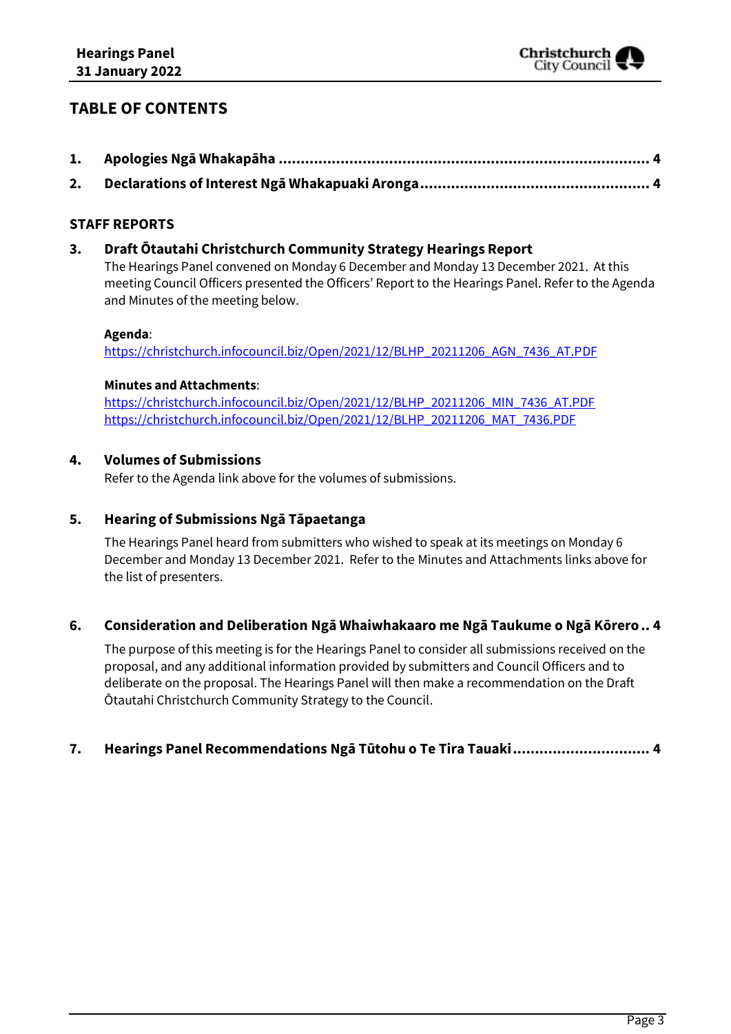## TABLE OF CONTENTS

**1. Apologies Ngā Whakapāha ..................................................................................... 4**

**2. Declarations of Interest Ngā Whakapuaki Aronga .................................................... 4**

### STAFF REPORTS

**3. Draft Ōtautahi Christchurch Community Strategy Hearings Report**

The Hearings Panel convened on Monday 6 December and Monday 13 December 2021. At this meeting Council Officers presented the Officers' Report to the Hearings Panel. Refer to the Agenda and Minutes of the meeting below.

**Agenda**:
https://christchurch.infocouncil.biz/Open/2021/12/BLHP_20211206_AGN_7436_AT.PDF

**Minutes and Attachments**:
https://christchurch.infocouncil.biz/Open/2021/12/BLHP_20211206_MIN_7436_AT.PDF
https://christchurch.infocouncil.biz/Open/2021/12/BLHP_20211206_MAT_7436.PDF

**4. Volumes of Submissions**

Refer to the Agenda link above for the volumes of submissions.

**5. Hearing of Submissions Ngā Tāpaetanga**

The Hearings Panel heard from submitters who wished to speak at its meetings on Monday 6 December and Monday 13 December 2021. Refer to the Minutes and Attachments links above for the list of presenters.

**6. Consideration and Deliberation Ngā Whaiwhakaaro me Ngā Taukume o Ngā Kōrero .. 4**

The purpose of this meeting is for the Hearings Panel to consider all submissions received on the proposal, and any additional information provided by submitters and Council Officers and to deliberate on the proposal. The Hearings Panel will then make a recommendation on the Draft Ōtautahi Christchurch Community Strategy to the Council.

**7. Hearings Panel Recommendations Ngā Tūtohu o Te Tira Tauaki ............................... 4**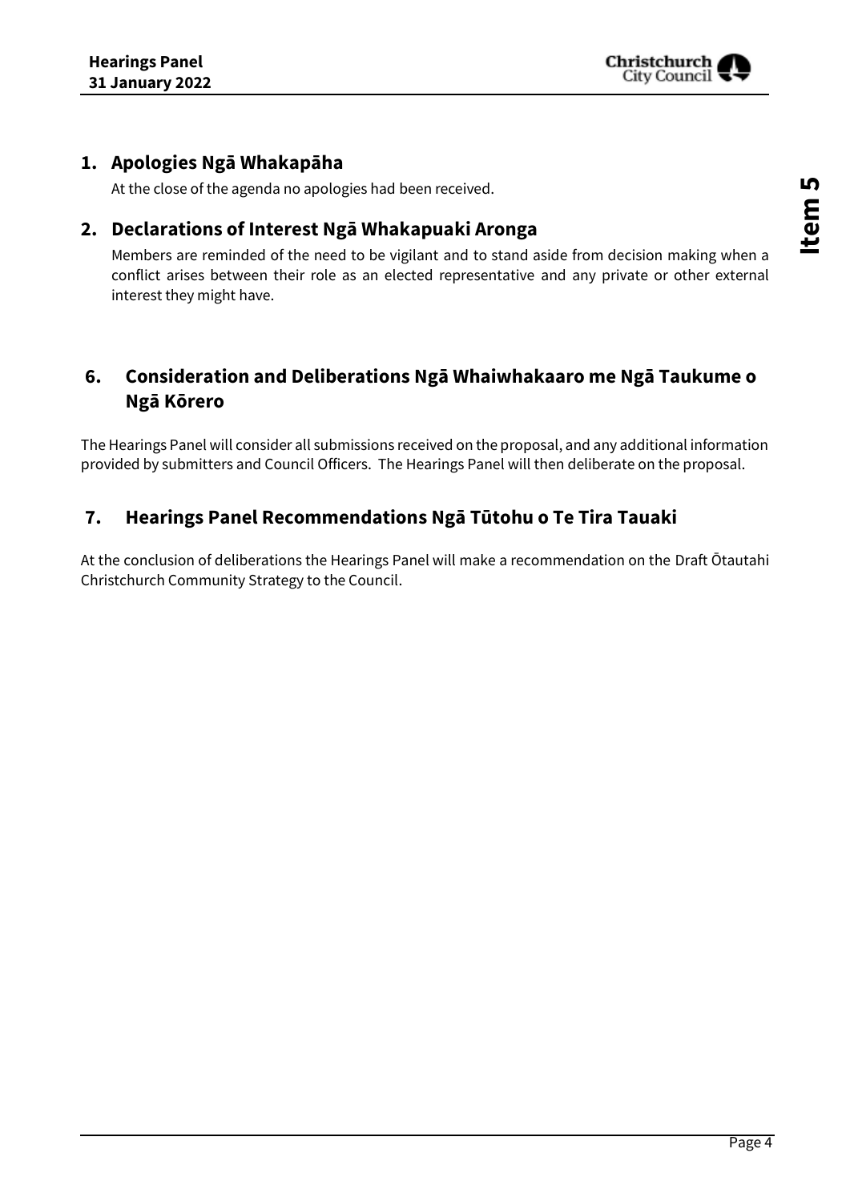## 1. Apologies Ngā Whakapāha

At the close of the agenda no apologies had been received.

## 2. Declarations of Interest Ngā Whakapuaki Aronga

Members are reminded of the need to be vigilant and to stand aside from decision making when a conflict arises between their role as an elected representative and any private or other external interest they might have.

## 6. Consideration and Deliberations Ngā Whaiwhakaaro me Ngā Taukume o Ngā Kōrero

The Hearings Panel will consider all submissions received on the proposal, and any additional information provided by submitters and Council Officers. The Hearings Panel will then deliberate on the proposal.

## 7. Hearings Panel Recommendations Ngā Tūtohu o Te Tira Tauaki

At the conclusion of deliberations the Hearings Panel will make a recommendation on the Draft Ōtautahi Christchurch Community Strategy to the Council.